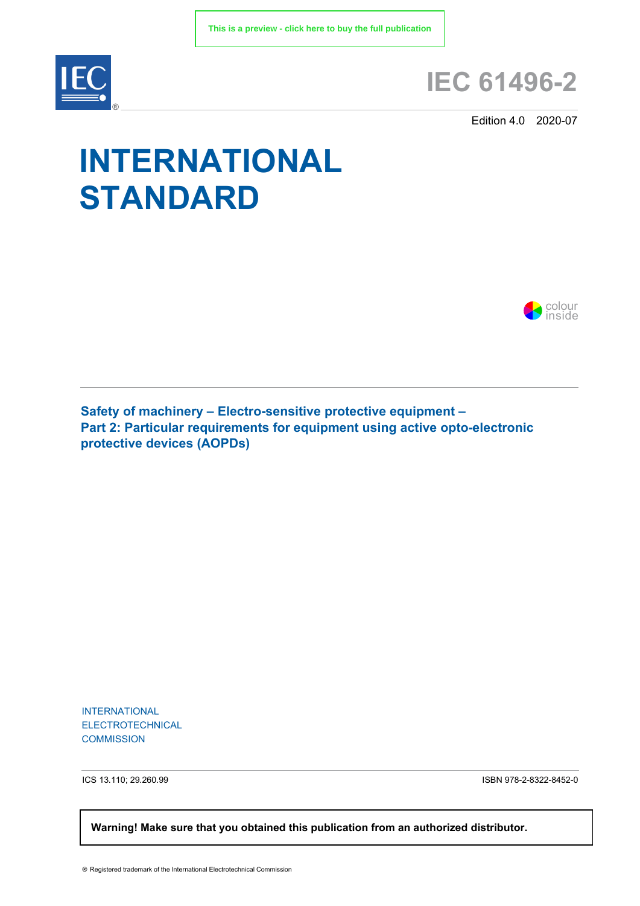This is a preview - click here to buy the full publication

# IEC 61496-2

Edition 4.0 2020-07

# INTERNATIONAL STANDARD

colour inside

## Safety of machinery – Electro-sensitive protective equipment – Part 2: Particular requirements for equipment using active opto-electronic protective devices (AOPDs)

INTERNATIONAL ELECTROTECHNICAL COMMISSION

ICS 13.110; 29.260.99

ISBN 978-2-8322-8452-0

**Warning! Make sure that you obtained this publication from an authorized distributor.**

® Registered trademark of the International Electrotechnical Commission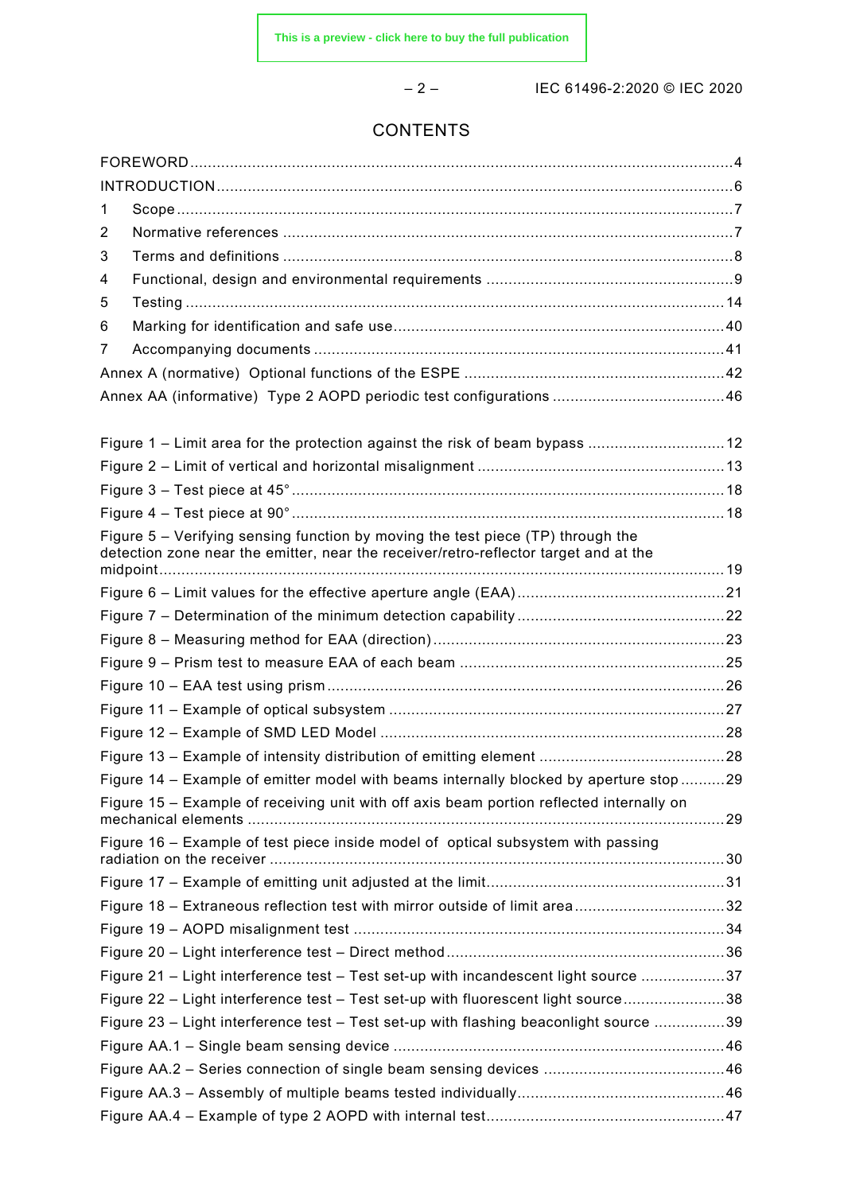# CONTENTS

FOREWORD ... 4
INTRODUCTION ... 6
1 Scope ... 7
2 Normative references ... 7
3 Terms and definitions ... 8
4 Functional, design and environmental requirements ... 9
5 Testing ... 14
6 Marking for identification and safe use ... 40
7 Accompanying documents ... 41
Annex A (normative) Optional functions of the ESPE ... 42
Annex AA (informative) Type 2 AOPD periodic test configurations ... 46

Figure 1 – Limit area for the protection against the risk of beam bypass ... 12
Figure 2 – Limit of vertical and horizontal misalignment ... 13
Figure 3 – Test piece at 45° ... 18
Figure 4 – Test piece at 90° ... 18
Figure 5 – Verifying sensing function by moving the test piece (TP) through the detection zone near the emitter, near the receiver/retro-reflector target and at the midpoint ... 19
Figure 6 – Limit values for the effective aperture angle (EAA) ... 21
Figure 7 – Determination of the minimum detection capability ... 22
Figure 8 – Measuring method for EAA (direction) ... 23
Figure 9 – Prism test to measure EAA of each beam ... 25
Figure 10 – EAA test using prism ... 26
Figure 11 – Example of optical subsystem ... 27
Figure 12 – Example of SMD LED Model ... 28
Figure 13 – Example of intensity distribution of emitting element ... 28
Figure 14 – Example of emitter model with beams internally blocked by aperture stop ... 29
Figure 15 – Example of receiving unit with off axis beam portion reflected internally on mechanical elements ... 29
Figure 16 – Example of test piece inside model of optical subsystem with passing radiation on the receiver ... 30
Figure 17 – Example of emitting unit adjusted at the limit ... 31
Figure 18 – Extraneous reflection test with mirror outside of limit area ... 32
Figure 19 – AOPD misalignment test ... 34
Figure 20 – Light interference test – Direct method ... 36
Figure 21 – Light interference test – Test set-up with incandescent light source ... 37
Figure 22 – Light interference test – Test set-up with fluorescent light source ... 38
Figure 23 – Light interference test – Test set-up with flashing beaconlight source ... 39
Figure AA.1 – Single beam sensing device ... 46
Figure AA.2 – Series connection of single beam sensing devices ... 46
Figure AA.3 – Assembly of multiple beams tested individually ... 46
Figure AA.4 – Example of type 2 AOPD with internal test ... 47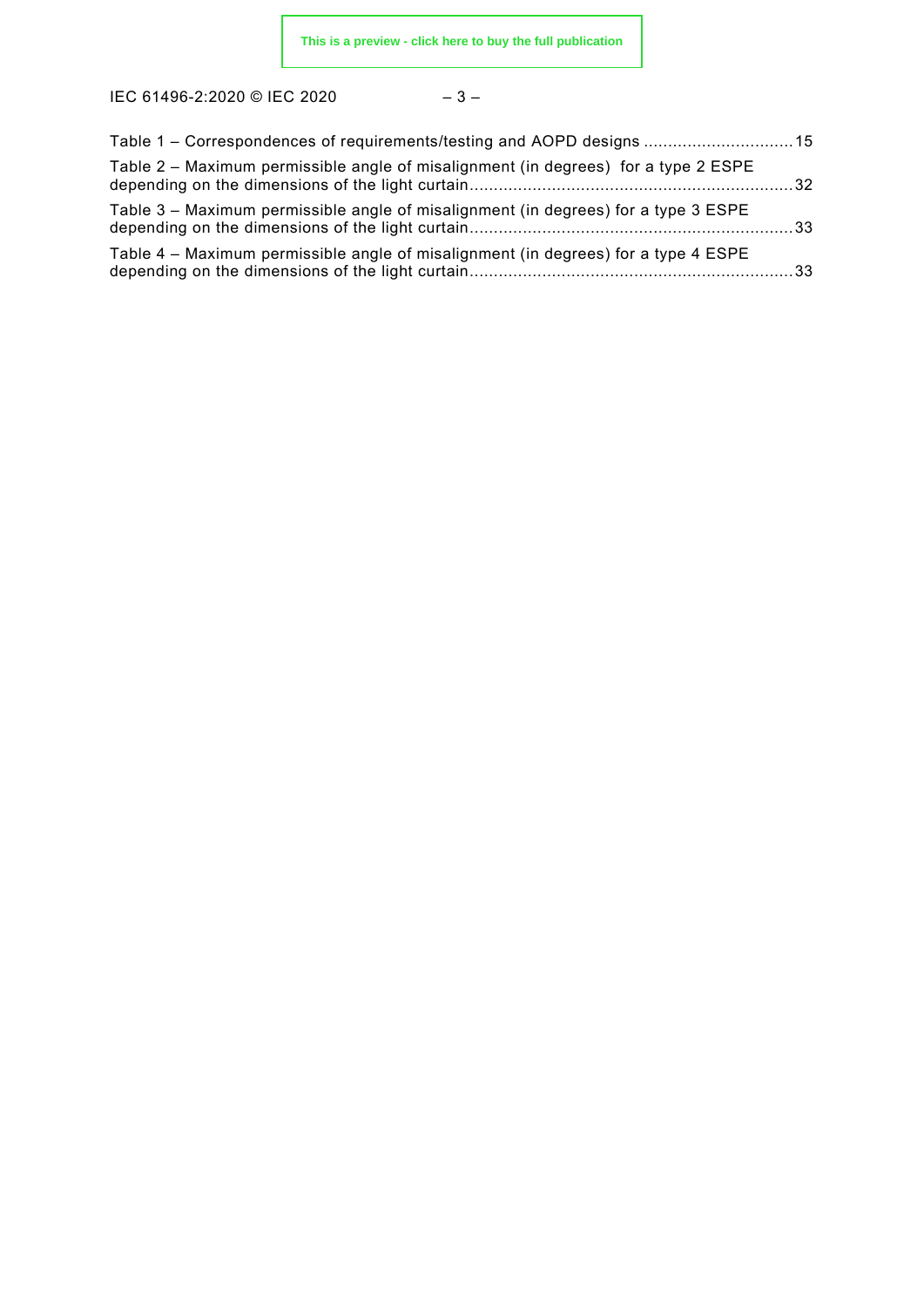Table 1 – Correspondences of requirements/testing and AOPD designs ............................... 15

Table 2 – Maximum permissible angle of misalignment (in degrees) for a type 2 ESPE depending on the dimensions of the light curtain ................................................................... 32

Table 3 – Maximum permissible angle of misalignment (in degrees) for a type 3 ESPE depending on the dimensions of the light curtain ................................................................... 33

Table 4 – Maximum permissible angle of misalignment (in degrees) for a type 4 ESPE depending on the dimensions of the light curtain ................................................................... 33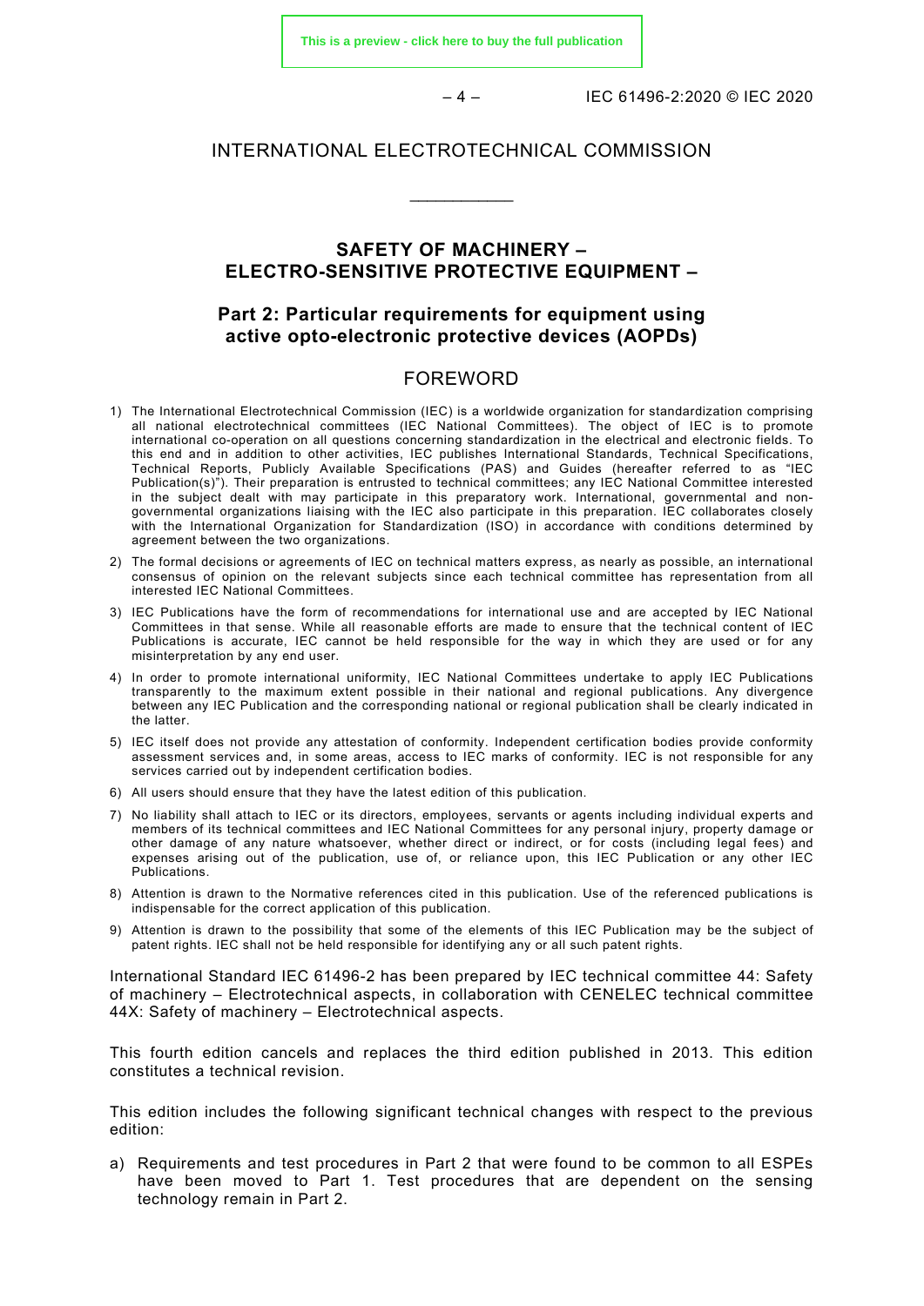# INTERNATIONAL ELECTROTECHNICAL COMMISSION

____________

## SAFETY OF MACHINERY – ELECTRO-SENSITIVE PROTECTIVE EQUIPMENT –

## Part 2: Particular requirements for equipment using active opto-electronic protective devices (AOPDs)

## FOREWORD

1) The International Electrotechnical Commission (IEC) is a worldwide organization for standardization comprising all national electrotechnical committees (IEC National Committees). The object of IEC is to promote international co-operation on all questions concerning standardization in the electrical and electronic fields. To this end and in addition to other activities, IEC publishes International Standards, Technical Specifications, Technical Reports, Publicly Available Specifications (PAS) and Guides (hereafter referred to as "IEC Publication(s)"). Their preparation is entrusted to technical committees; any IEC National Committee interested in the subject dealt with may participate in this preparatory work. International, governmental and non-governmental organizations liaising with the IEC also participate in this preparation. IEC collaborates closely with the International Organization for Standardization (ISO) in accordance with conditions determined by agreement between the two organizations.

2) The formal decisions or agreements of IEC on technical matters express, as nearly as possible, an international consensus of opinion on the relevant subjects since each technical committee has representation from all interested IEC National Committees.

3) IEC Publications have the form of recommendations for international use and are accepted by IEC National Committees in that sense. While all reasonable efforts are made to ensure that the technical content of IEC Publications is accurate, IEC cannot be held responsible for the way in which they are used or for any misinterpretation by any end user.

4) In order to promote international uniformity, IEC National Committees undertake to apply IEC Publications transparently to the maximum extent possible in their national and regional publications. Any divergence between any IEC Publication and the corresponding national or regional publication shall be clearly indicated in the latter.

5) IEC itself does not provide any attestation of conformity. Independent certification bodies provide conformity assessment services and, in some areas, access to IEC marks of conformity. IEC is not responsible for any services carried out by independent certification bodies.

6) All users should ensure that they have the latest edition of this publication.

7) No liability shall attach to IEC or its directors, employees, servants or agents including individual experts and members of its technical committees and IEC National Committees for any personal injury, property damage or other damage of any nature whatsoever, whether direct or indirect, or for costs (including legal fees) and expenses arising out of the publication, use of, or reliance upon, this IEC Publication or any other IEC Publications.

8) Attention is drawn to the Normative references cited in this publication. Use of the referenced publications is indispensable for the correct application of this publication.

9) Attention is drawn to the possibility that some of the elements of this IEC Publication may be the subject of patent rights. IEC shall not be held responsible for identifying any or all such patent rights.

International Standard IEC 61496-2 has been prepared by IEC technical committee 44: Safety of machinery – Electrotechnical aspects, in collaboration with CENELEC technical committee 44X: Safety of machinery – Electrotechnical aspects.

This fourth edition cancels and replaces the third edition published in 2013. This edition constitutes a technical revision.

This edition includes the following significant technical changes with respect to the previous edition:

a) Requirements and test procedures in Part 2 that were found to be common to all ESPEs have been moved to Part 1. Test procedures that are dependent on the sensing technology remain in Part 2.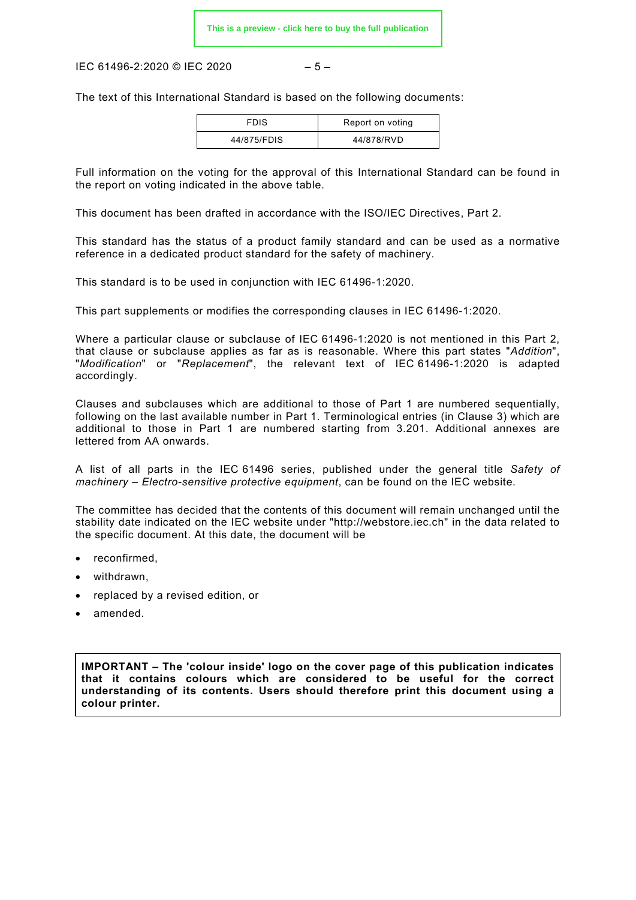The text of this International Standard is based on the following documents:

| FDIS | Report on voting |
| --- | --- |
| 44/875/FDIS | 44/878/RVD |

Full information on the voting for the approval of this International Standard can be found in the report on voting indicated in the above table.

This document has been drafted in accordance with the ISO/IEC Directives, Part 2.

This standard has the status of a product family standard and can be used as a normative reference in a dedicated product standard for the safety of machinery.

This standard is to be used in conjunction with IEC 61496-1:2020.

This part supplements or modifies the corresponding clauses in IEC 61496-1:2020.

Where a particular clause or subclause of IEC 61496-1:2020 is not mentioned in this Part 2, that clause or subclause applies as far as is reasonable. Where this part states "*Addition*", "*Modification*" or "*Replacement*", the relevant text of IEC 61496-1:2020 is adapted accordingly.

Clauses and subclauses which are additional to those of Part 1 are numbered sequentially, following on the last available number in Part 1. Terminological entries (in Clause 3) which are additional to those in Part 1 are numbered starting from 3.201. Additional annexes are lettered from AA onwards.

A list of all parts in the IEC 61496 series, published under the general title *Safety of machinery – Electro-sensitive protective equipment*, can be found on the IEC website.

The committee has decided that the contents of this document will remain unchanged until the stability date indicated on the IEC website under "http://webstore.iec.ch" in the data related to the specific document. At this date, the document will be

- reconfirmed,
- withdrawn,
- replaced by a revised edition, or
- amended.

**IMPORTANT – The 'colour inside' logo on the cover page of this publication indicates that it contains colours which are considered to be useful for the correct understanding of its contents. Users should therefore print this document using a colour printer.**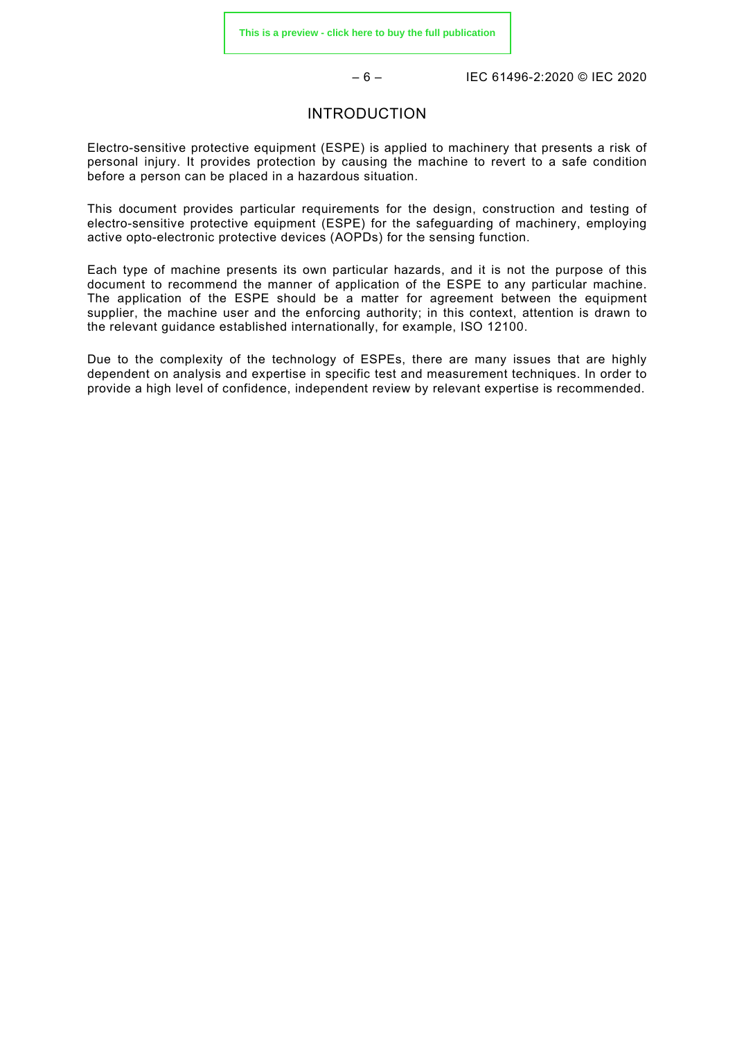# INTRODUCTION

Electro-sensitive protective equipment (ESPE) is applied to machinery that presents a risk of personal injury. It provides protection by causing the machine to revert to a safe condition before a person can be placed in a hazardous situation.

This document provides particular requirements for the design, construction and testing of electro-sensitive protective equipment (ESPE) for the safeguarding of machinery, employing active opto-electronic protective devices (AOPDs) for the sensing function.

Each type of machine presents its own particular hazards, and it is not the purpose of this document to recommend the manner of application of the ESPE to any particular machine. The application of the ESPE should be a matter for agreement between the equipment supplier, the machine user and the enforcing authority; in this context, attention is drawn to the relevant guidance established internationally, for example, ISO 12100.

Due to the complexity of the technology of ESPEs, there are many issues that are highly dependent on analysis and expertise in specific test and measurement techniques. In order to provide a high level of confidence, independent review by relevant expertise is recommended.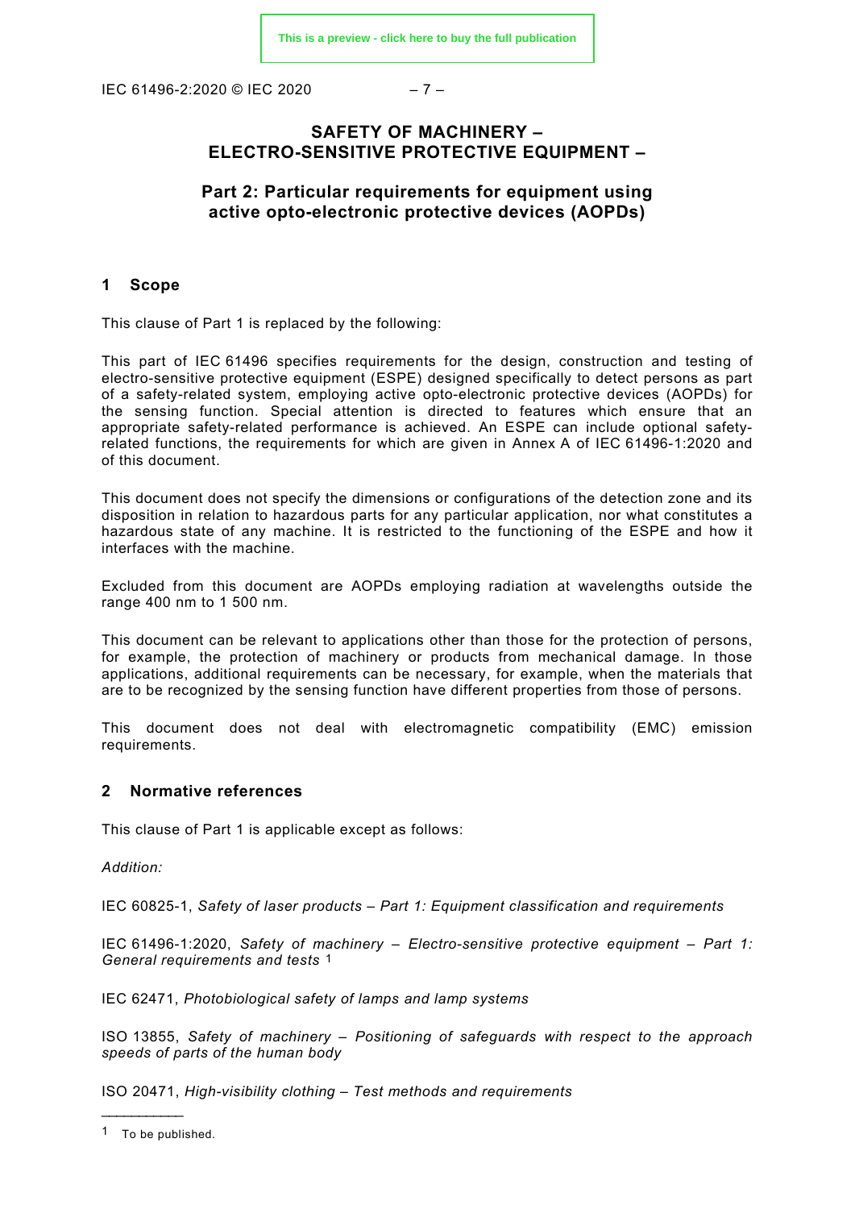# SAFETY OF MACHINERY – ELECTRO-SENSITIVE PROTECTIVE EQUIPMENT –

## Part 2: Particular requirements for equipment using active opto-electronic protective devices (AOPDs)

## 1 Scope

This clause of Part 1 is replaced by the following:

This part of IEC 61496 specifies requirements for the design, construction and testing of electro-sensitive protective equipment (ESPE) designed specifically to detect persons as part of a safety-related system, employing active opto-electronic protective devices (AOPDs) for the sensing function. Special attention is directed to features which ensure that an appropriate safety-related performance is achieved. An ESPE can include optional safety-related functions, the requirements for which are given in Annex A of IEC 61496-1:2020 and of this document.

This document does not specify the dimensions or configurations of the detection zone and its disposition in relation to hazardous parts for any particular application, nor what constitutes a hazardous state of any machine. It is restricted to the functioning of the ESPE and how it interfaces with the machine.

Excluded from this document are AOPDs employing radiation at wavelengths outside the range 400 nm to 1 500 nm.

This document can be relevant to applications other than those for the protection of persons, for example, the protection of machinery or products from mechanical damage. In those applications, additional requirements can be necessary, for example, when the materials that are to be recognized by the sensing function have different properties from those of persons.

This document does not deal with electromagnetic compatibility (EMC) emission requirements.

## 2 Normative references

This clause of Part 1 is applicable except as follows:

*Addition:*

IEC 60825-1, *Safety of laser products – Part 1: Equipment classification and requirements*

IEC 61496-1:2020, *Safety of machinery – Electro-sensitive protective equipment – Part 1: General requirements and tests* [1]

IEC 62471, *Photobiological safety of lamps and lamp systems*

ISO 13855, *Safety of machinery – Positioning of safeguards with respect to the approach speeds of parts of the human body*

ISO 20471, *High-visibility clothing – Test methods and requirements*

---

[1] To be published.